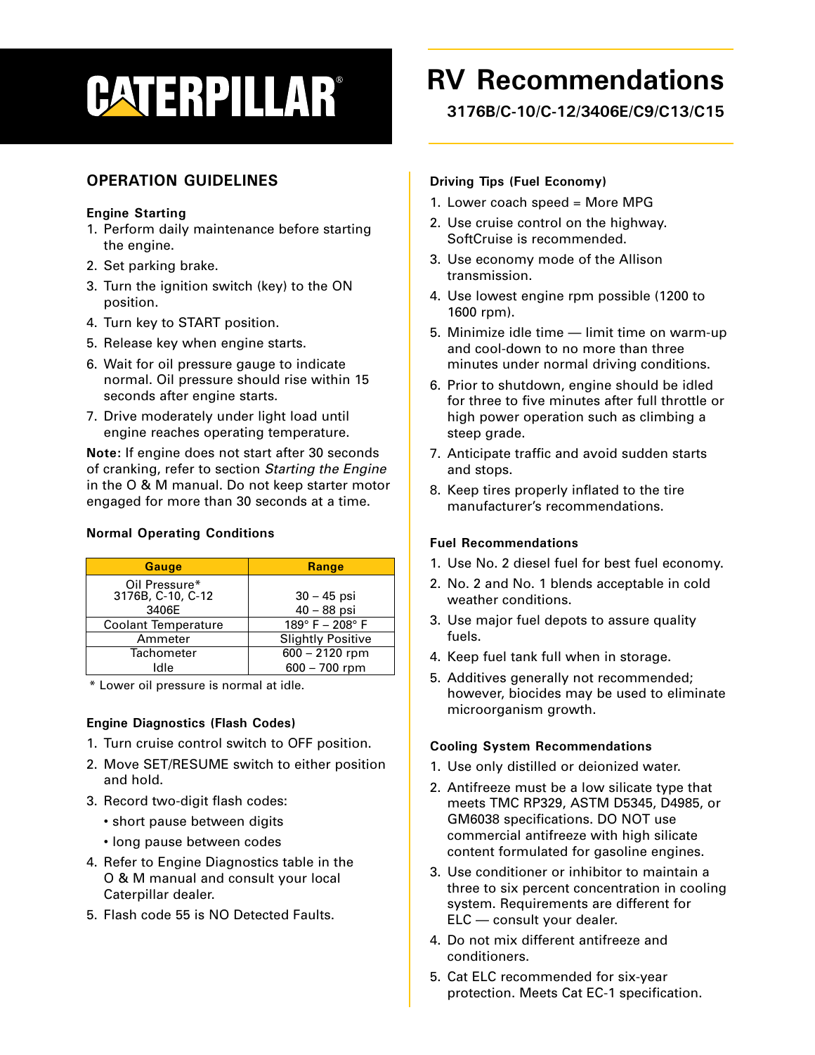CATERPILLAR®

# RV Recommendations

**3176B/C-10/C-12/3406E/C9/C13/C15**

## OPERATION GUIDELINES

### Engine Starting

1. Perform daily maintenance before starting the engine.
2. Set parking brake.
3. Turn the ignition switch (key) to the ON position.
4. Turn key to START position.
5. Release key when engine starts.
6. Wait for oil pressure gauge to indicate normal. Oil pressure should rise within 15 seconds after engine starts.
7. Drive moderately under light load until engine reaches operating temperature.

**Note:** If engine does not start after 30 seconds of cranking, refer to section *Starting the Engine* in the O & M manual. Do not keep starter motor engaged for more than 30 seconds at a time.

### Normal Operating Conditions

| Gauge | Range |
|---|---|
| Oil Pressure* | |
| 3176B, C-10, C-12 | 30 – 45 psi |
| 3406E | 40 – 88 psi |
| Coolant Temperature | 189° F – 208° F |
| Ammeter | Slightly Positive |
| Tachometer | 600 – 2120 rpm |
| Idle | 600 – 700 rpm |

\* Lower oil pressure is normal at idle.

### Engine Diagnostics (Flash Codes)

1. Turn cruise control switch to OFF position.
2. Move SET/RESUME switch to either position and hold.
3. Record two-digit flash codes:
   - short pause between digits
   - long pause between codes
4. Refer to Engine Diagnostics table in the O & M manual and consult your local Caterpillar dealer.
5. Flash code 55 is NO Detected Faults.

### Driving Tips (Fuel Economy)

1. Lower coach speed = More MPG
2. Use cruise control on the highway. SoftCruise is recommended.
3. Use economy mode of the Allison transmission.
4. Use lowest engine rpm possible (1200 to 1600 rpm).
5. Minimize idle time — limit time on warm-up and cool-down to no more than three minutes under normal driving conditions.
6. Prior to shutdown, engine should be idled for three to five minutes after full throttle or high power operation such as climbing a steep grade.
7. Anticipate traffic and avoid sudden starts and stops.
8. Keep tires properly inflated to the tire manufacturer's recommendations.

### Fuel Recommendations

1. Use No. 2 diesel fuel for best fuel economy.
2. No. 2 and No. 1 blends acceptable in cold weather conditions.
3. Use major fuel depots to assure quality fuels.
4. Keep fuel tank full when in storage.
5. Additives generally not recommended; however, biocides may be used to eliminate microorganism growth.

### Cooling System Recommendations

1. Use only distilled or deionized water.
2. Antifreeze must be a low silicate type that meets TMC RP329, ASTM D5345, D4985, or GM6038 specifications. DO NOT use commercial antifreeze with high silicate content formulated for gasoline engines.
3. Use conditioner or inhibitor to maintain a three to six percent concentration in cooling system. Requirements are different for ELC — consult your dealer.
4. Do not mix different antifreeze and conditioners.
5. Cat ELC recommended for six-year protection. Meets Cat EC-1 specification.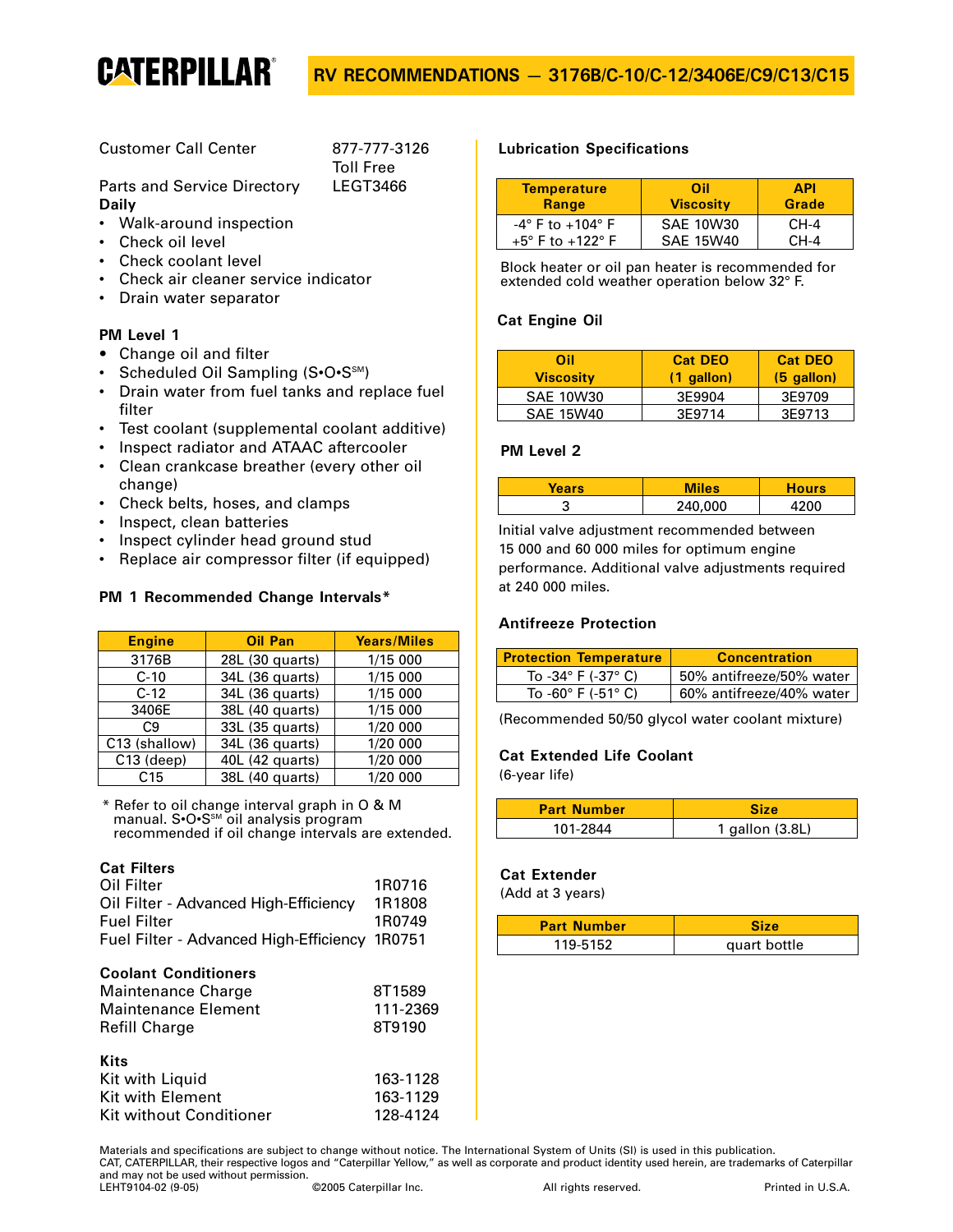# CATERPILLAR — RV RECOMMENDATIONS — 3176B/C-10/C-12/3406E/C9/C13/C15

Customer Call Center 877-777-3126 Toll Free

Parts and Service Directory LEGT3466

**Daily**

- Walk-around inspection
- Check oil level
- Check coolant level
- Check air cleaner service indicator
- Drain water separator

### PM Level 1

- Change oil and filter
- Scheduled Oil Sampling (S•O•S℠)
- Drain water from fuel tanks and replace fuel filter
- Test coolant (supplemental coolant additive)
- Inspect radiator and ATAAC aftercooler
- Clean crankcase breather (every other oil change)
- Check belts, hoses, and clamps
- Inspect, clean batteries
- Inspect cylinder head ground stud
- Replace air compressor filter (if equipped)

### PM 1 Recommended Change Intervals*

| Engine | Oil Pan | Years/Miles |
|---|---|---|
| 3176B | 28L (30 quarts) | 1/15 000 |
| C-10 | 34L (36 quarts) | 1/15 000 |
| C-12 | 34L (36 quarts) | 1/15 000 |
| 3406E | 38L (40 quarts) | 1/15 000 |
| C9 | 33L (35 quarts) | 1/20 000 |
| C13 (shallow) | 34L (36 quarts) | 1/20 000 |
| C13 (deep) | 40L (42 quarts) | 1/20 000 |
| C15 | 38L (40 quarts) | 1/20 000 |

\* Refer to oil change interval graph in O & M manual. S•O•S℠ oil analysis program recommended if oil change intervals are extended.

### Cat Filters

| | |
|---|---|
| Oil Filter | 1R0716 |
| Oil Filter - Advanced High-Efficiency | 1R1808 |
| Fuel Filter | 1R0749 |
| Fuel Filter - Advanced High-Efficiency | 1R0751 |

### Coolant Conditioners

| | |
|---|---|
| Maintenance Charge | 8T1589 |
| Maintenance Element | 111-2369 |
| Refill Charge | 8T9190 |

### Kits

| | |
|---|---|
| Kit with Liquid | 163-1128 |
| Kit with Element | 163-1129 |
| Kit without Conditioner | 128-4124 |

### Lubrication Specifications

| Temperature Range | Oil Viscosity | API Grade |
|---|---|---|
| -4° F to +104° F | SAE 10W30 | CH-4 |
| +5° F to +122° F | SAE 15W40 | CH-4 |

Block heater or oil pan heater is recommended for extended cold weather operation below 32° F.

### Cat Engine Oil

| Oil Viscosity | Cat DEO (1 gallon) | Cat DEO (5 gallon) |
|---|---|---|
| SAE 10W30 | 3E9904 | 3E9709 |
| SAE 15W40 | 3E9714 | 3E9713 |

### PM Level 2

| Years | Miles | Hours |
|---|---|---|
| 3 | 240,000 | 4200 |

Initial valve adjustment recommended between 15 000 and 60 000 miles for optimum engine performance. Additional valve adjustments required at 240 000 miles.

### Antifreeze Protection

| Protection Temperature | Concentration |
|---|---|
| To -34° F (-37° C) | 50% antifreeze/50% water |
| To -60° F (-51° C) | 60% antifreeze/40% water |

(Recommended 50/50 glycol water coolant mixture)

### Cat Extended Life Coolant

(6-year life)

| Part Number | Size |
|---|---|
| 101-2844 | 1 gallon (3.8L) |

### Cat Extender

(Add at 3 years)

| Part Number | Size |
|---|---|
| 119-5152 | quart bottle |

Materials and specifications are subject to change without notice. The International System of Units (SI) is used in this publication.
CAT, CATERPILLAR, their respective logos and "Caterpillar Yellow," as well as corporate and product identity used herein, are trademarks of Caterpillar and may not be used without permission.
LEHT9104-02 (9-05) ©2005 Caterpillar Inc. All rights reserved. Printed in U.S.A.